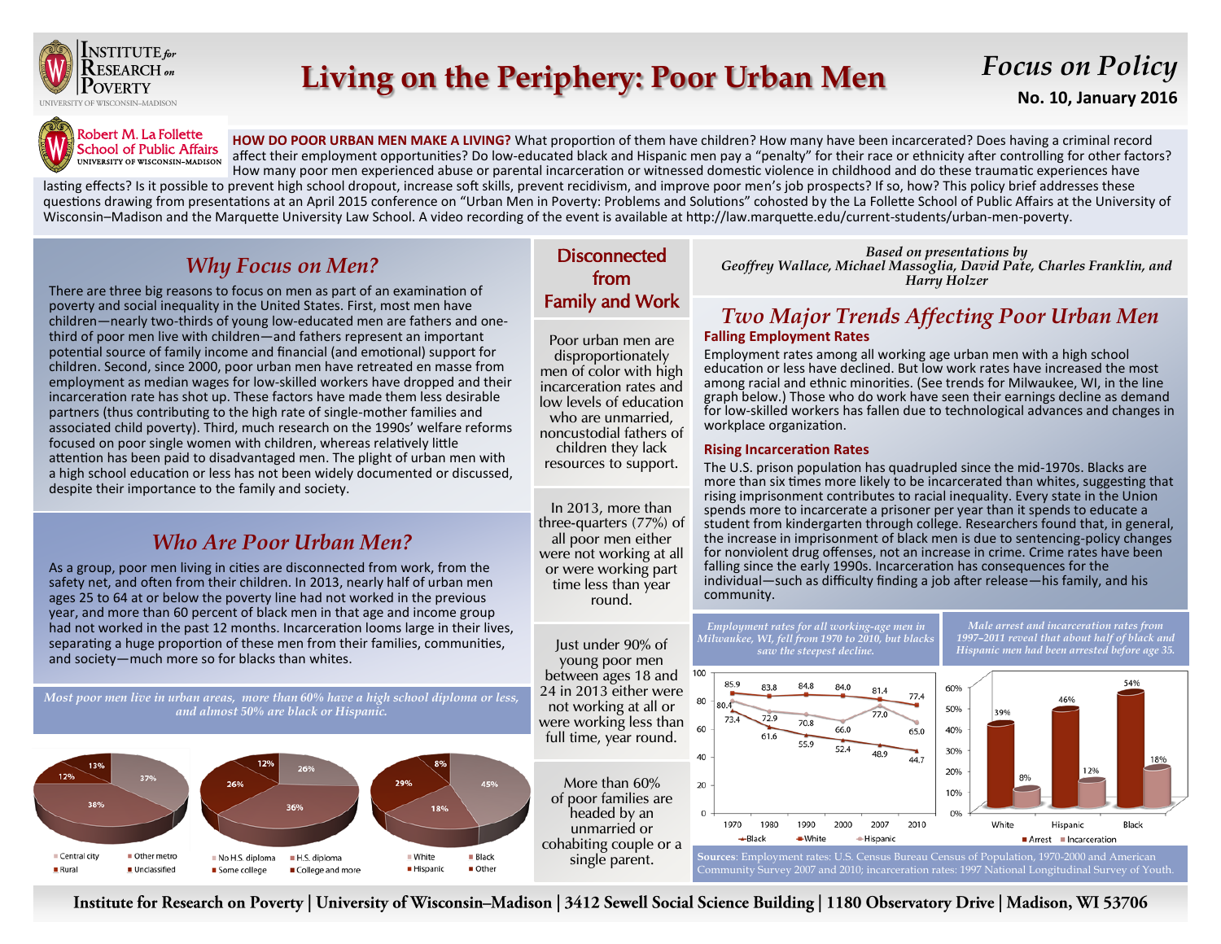Institute for Research on Poverty
University of Wisconsin–Madison

# Living on the Periphery: Poor Urban Men

*Focus on Policy*
**No. 10, January 2016**

Robert M. La Follette School of Public Affairs
University of Wisconsin–Madison

**HOW DO POOR URBAN MEN MAKE A LIVING?** What proportion of them have children? How many have been incarcerated? Does having a criminal record affect their employment opportunities? Do low-educated black and Hispanic men pay a "penalty" for their race or ethnicity after controlling for other factors? How many poor men experienced abuse or parental incarceration or witnessed domestic violence in childhood and do these traumatic experiences have lasting effects? Is it possible to prevent high school dropout, increase soft skills, prevent recidivism, and improve poor men's job prospects? If so, how? This policy brief addresses these questions drawing from presentations at an April 2015 conference on "Urban Men in Poverty: Problems and Solutions" cohosted by the La Follette School of Public Affairs at the University of Wisconsin–Madison and the Marquette University Law School. A video recording of the event is available at http://law.marquette.edu/current-students/urban-men-poverty.

## *Why Focus on Men?*

There are three big reasons to focus on men as part of an examination of poverty and social inequality in the United States. First, most men have children—nearly two-thirds of young low-educated men are fathers and one-third of poor men live with children—and fathers represent an important potential source of family income and financial (and emotional) support for children. Second, since 2000, poor urban men have retreated en masse from employment as median wages for low-skilled workers have dropped and their incarceration rate has shot up. These factors have made them less desirable partners (thus contributing to the high rate of single-mother families and associated child poverty). Third, much research on the 1990s' welfare reforms focused on poor single women with children, whereas relatively little attention has been paid to disadvantaged men. The plight of urban men with a high school education or less has not been widely documented or discussed, despite their importance to the family and society.

## *Who Are Poor Urban Men?*

As a group, poor men living in cities are disconnected from work, from the safety net, and often from their children. In 2013, nearly half of urban men ages 25 to 64 at or below the poverty line had not worked in the previous year, and more than 60 percent of black men in that age and income group had not worked in the past 12 months. Incarceration looms large in their lives, separating a huge proportion of these men from their families, communities, and society—much more so for blacks than whites.

*Most poor men live in urban areas, more than 60% have a high school diploma or less, and almost 50% are black or Hispanic.*

| Location | % |
|---|---|
| Central city | 37% |
| Other metro | 38% |
| Rural | 12% |
| Unclassified | 13% |

| Education | % |
|---|---|
| No H.S. diploma | 26% |
| H.S. diploma | 36% |
| Some college | 26% |
| College and more | 12% |

| Race/ethnicity | % |
|---|---|
| White | 45% |
| Black | 18% |
| Hispanic | 29% |
| Other | 8% |

## Disconnected from Family and Work

Poor urban men are disproportionately men of color with high incarceration rates and low levels of education who are unmarried, noncustodial fathers of children they lack resources to support.

In 2013, more than three-quarters (77%) of all poor men either were not working at all or were working part time less than year round.

Just under 90% of young poor men between ages 18 and 24 in 2013 either were not working at all or were working less than full time, year round.

More than 60% of poor families are headed by an unmarried or cohabiting couple or a single parent.

*Based on presentations by Geoffrey Wallace, Michael Massoglia, David Pate, Charles Franklin, and Harry Holzer*

## *Two Major Trends Affecting Poor Urban Men*

### Falling Employment Rates

Employment rates among all working age urban men with a high school education or less have declined. But low work rates have increased the most among racial and ethnic minorities. (See trends for Milwaukee, WI, in the line graph below.) Those who do work have seen their earnings decline as demand for low-skilled workers has fallen due to technological advances and changes in workplace organization.

### Rising Incarceration Rates

The U.S. prison population has quadrupled since the mid-1970s. Blacks are more than six times more likely to be incarcerated than whites, suggesting that rising imprisonment contributes to racial inequality. Every state in the Union spends more to incarcerate a prisoner per year than it spends to educate a student from kindergarten through college. Researchers found that, in general, the increase in imprisonment of black men is due to sentencing-policy changes for nonviolent drug offenses, not an increase in crime. Crime rates have been falling since the early 1990s. Incarceration has consequences for the individual—such as difficulty finding a job after release—his family, and his community.

*Employment rates for all working-age men in Milwaukee, WI, fell from 1970 to 2010, but blacks saw the steepest decline.*

| Year | White | Hispanic | Black |
|---|---|---|---|
| 1970 | 85.9 | 80.4 | 73.4 |
| 1980 | 83.8 | 72.9 | 61.6 |
| 1990 | 84.8 | 70.8 | 55.9 |
| 2000 | 84.0 | 66.0 | 52.4 |
| 2007 | 81.4 | 77.0 | 48.9 |
| 2010 | 77.4 | 65.0 | 44.7 |

*Male arrest and incarceration rates from 1997–2011 reveal that about half of black and Hispanic men had been arrested before age 35.*

| | Arrest | Incarceration |
|---|---|---|
| White | 39% | 8% |
| Hispanic | 46% | 12% |
| Black | 54% | 18% |

**Sources**: Employment rates: U.S. Census Bureau Census of Population, 1970-2000 and American Community Survey 2007 and 2010; incarceration rates: 1997 National Longitudinal Survey of Youth.

**Institute for Research on Poverty | University of Wisconsin–Madison | 3412 Sewell Social Science Building | 1180 Observatory Drive | Madison, WI 53706**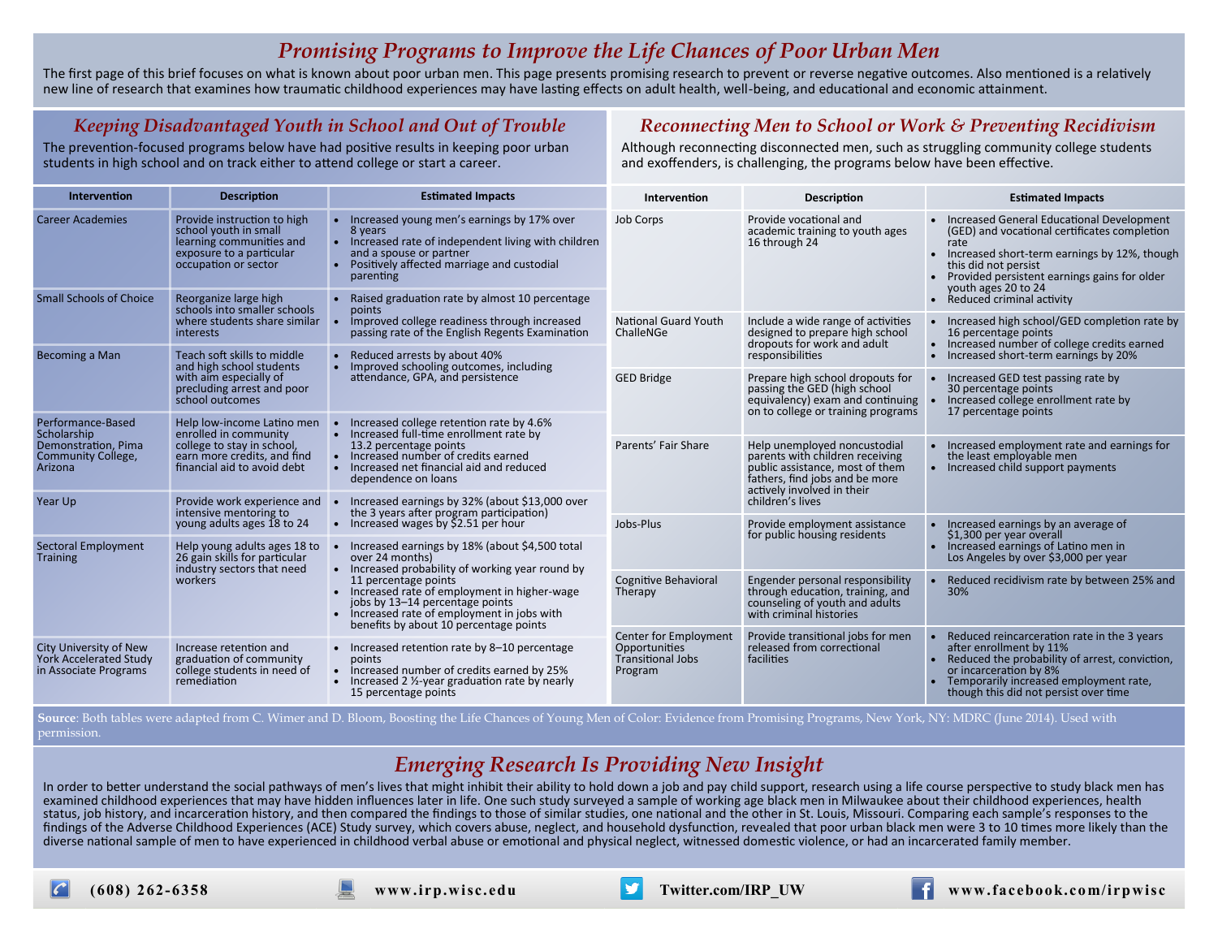# Promising Programs to Improve the Life Chances of Poor Urban Men

The first page of this brief focuses on what is known about poor urban men. This page presents promising research to prevent or reverse negative outcomes. Also mentioned is a relatively new line of research that examines how traumatic childhood experiences may have lasting effects on adult health, well-being, and educational and economic attainment.

## Keeping Disadvantaged Youth in School and Out of Trouble

The prevention-focused programs below have had positive results in keeping poor urban students in high school and on track either to attend college or start a career.

| Intervention | Description | Estimated Impacts |
|---|---|---|
| Career Academies | Provide instruction to high school youth in small learning communities and exposure to a particular occupation or sector | • Increased young men's earnings by 17% over 8 years<br>• Increased rate of independent living with children and a spouse or partner<br>• Positively affected marriage and custodial parenting |
| Small Schools of Choice | Reorganize large high schools into smaller schools where students share similar interests | • Raised graduation rate by almost 10 percentage points<br>• Improved college readiness through increased passing rate of the English Regents Examination |
| Becoming a Man | Teach soft skills to middle and high school students with aim especially of precluding arrest and poor school outcomes | • Reduced arrests by about 40%<br>• Improved schooling outcomes, including attendance, GPA, and persistence |
| Performance-Based Scholarship Demonstration, Pima Community College, Arizona | Help low-income Latino men enrolled in community college to stay in school, earn more credits, and find financial aid to avoid debt | • Increased college retention rate by 4.6%<br>• Increased full-time enrollment rate by 13.2 percentage points<br>• Increased number of credits earned<br>• Increased net financial aid and reduced dependence on loans |
| Year Up | Provide work experience and intensive mentoring to young adults ages 18 to 24 | • Increased earnings by 32% (about $13,000 over the 3 years after program participation)<br>• Increased wages by $2.51 per hour |
| Sectoral Employment Training | Help young adults ages 18 to 26 gain skills for particular industry sectors that need workers | • Increased earnings by 18% (about $4,500 total over 24 months)<br>• Increased probability of working year round by 11 percentage points<br>• Increased rate of employment in higher-wage jobs by 13–14 percentage points<br>• Increased rate of employment in jobs with benefits by about 10 percentage points |
| City University of New York Accelerated Study in Associate Programs | Increase retention and graduation of community college students in need of remediation | • Increased retention rate by 8–10 percentage points<br>• Increased number of credits earned by 25%<br>• Increased 2 ½-year graduation rate by nearly 15 percentage points |

## Reconnecting Men to School or Work & Preventing Recidivism

Although reconnecting disconnected men, such as struggling community college students and exoffenders, is challenging, the programs below have been effective.

| Intervention | Description | Estimated Impacts |
|---|---|---|
| Job Corps | Provide vocational and academic training to youth ages 16 through 24 | • Increased General Educational Development (GED) and vocational certificates completion rate<br>• Increased short-term earnings by 12%, though this did not persist<br>• Provided persistent earnings gains for older youth ages 20 to 24<br>• Reduced criminal activity |
| National Guard Youth ChalleNGe | Include a wide range of activities designed to prepare high school dropouts for work and adult responsibilities | • Increased high school/GED completion rate by 16 percentage points<br>• Increased number of college credits earned<br>• Increased short-term earnings by 20% |
| GED Bridge | Prepare high school dropouts for passing the GED (high school equivalency) exam and continuing on to college or training programs | • Increased GED test passing rate by 30 percentage points<br>• Increased college enrollment rate by 17 percentage points |
| Parents' Fair Share | Help unemployed noncustodial parents with children receiving public assistance, most of them fathers, find jobs and be more actively involved in their children's lives | • Increased employment rate and earnings for the least employable men<br>• Increased child support payments |
| Jobs-Plus | Provide employment assistance for public housing residents | • Increased earnings by an average of $1,300 per year overall<br>• Increased earnings of Latino men in Los Angeles by over $3,000 per year |
| Cognitive Behavioral Therapy | Engender personal responsibility through education, training, and counseling of youth and adults with criminal histories | • Reduced recidivism rate by between 25% and 30% |
| Center for Employment Opportunities Transitional Jobs Program | Provide transitional jobs for men released from correctional facilities | • Reduced reincarceration rate in the 3 years after enrollment by 11%<br>• Reduced the probability of arrest, conviction, or incarceration by 8%<br>• Temporarily increased employment rate, though this did not persist over time |

**Source**: Both tables were adapted from C. Wimer and D. Bloom, Boosting the Life Chances of Young Men of Color: Evidence from Promising Programs, New York, NY: MDRC (June 2014). Used with permission.

## Emerging Research Is Providing New Insight

In order to better understand the social pathways of men's lives that might inhibit their ability to hold down a job and pay child support, research using a life course perspective to study black men has examined childhood experiences that may have hidden influences later in life. One such study surveyed a sample of working age black men in Milwaukee about their childhood experiences, health status, job history, and incarceration history, and then compared the findings to those of similar studies, one national and the other in St. Louis, Missouri. Comparing each sample's responses to the findings of the Adverse Childhood Experiences (ACE) Study survey, which covers abuse, neglect, and household dysfunction, revealed that poor urban black men were 3 to 10 times more likely than the diverse national sample of men to have experienced in childhood verbal abuse or emotional and physical neglect, witnessed domestic violence, or had an incarcerated family member.

(608) 262-6358 www.irp.wisc.edu Twitter.com/IRP_UW www.facebook.com/irpwisc